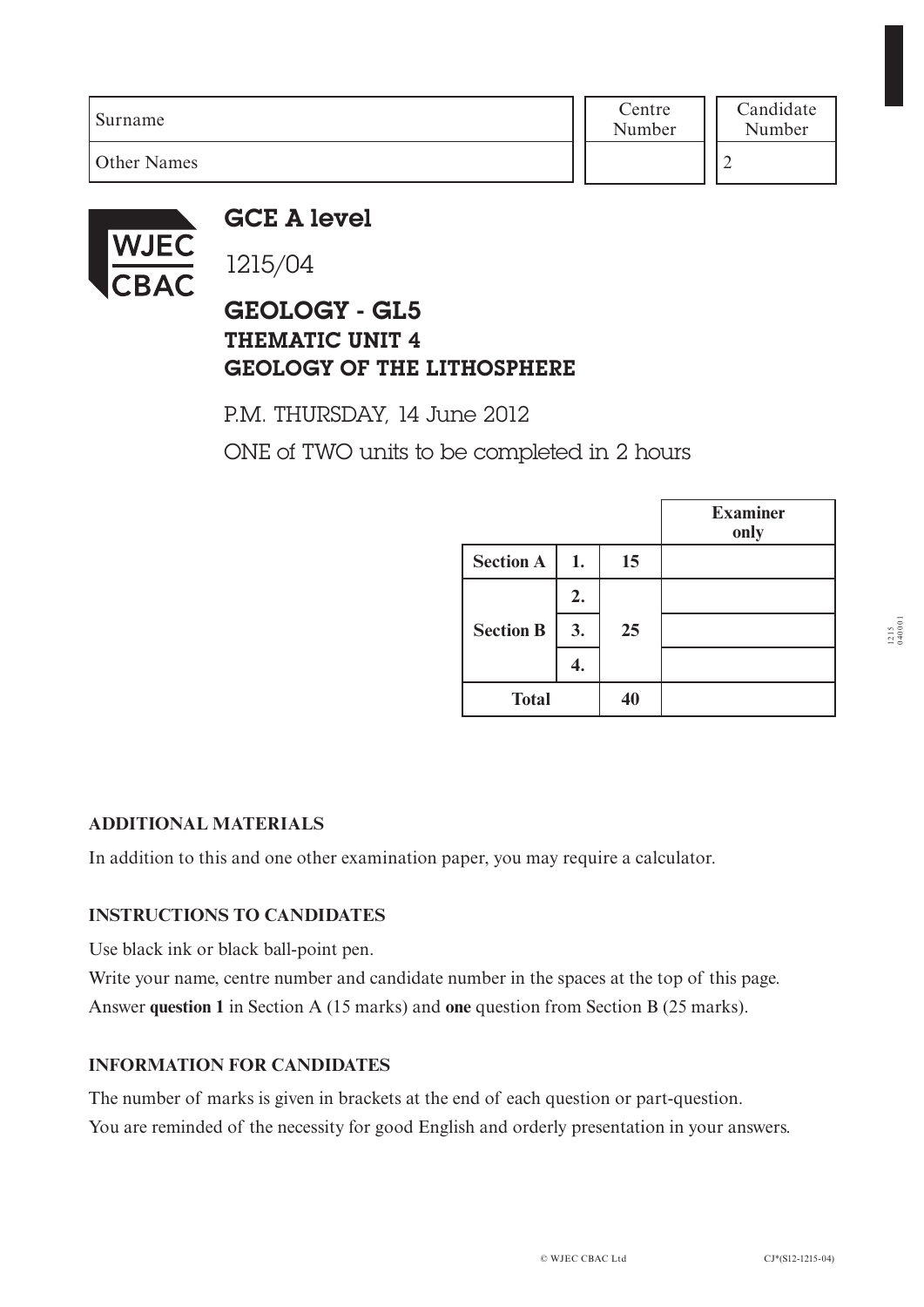| Surname | Centre Number | Candidate Number |
| --- | --- | --- |
| Other Names | | 2 |

# GCE A level

1215/04

## GEOLOGY - GL5
### THEMATIC UNIT 4
### GEOLOGY OF THE LITHOSPHERE

P.M. THURSDAY, 14 June 2012

ONE of TWO units to be completed in 2 hours

| | | | Examiner only |
| --- | --- | --- | --- |
| Section A | 1. | 15 | |
| Section B | 2. | 25 | |
| | 3. | | |
| | 4. | | |
| Total | | 40 | |

**ADDITIONAL MATERIALS**

In addition to this and one other examination paper, you may require a calculator.

**INSTRUCTIONS TO CANDIDATES**

Use black ink or black ball-point pen.

Write your name, centre number and candidate number in the spaces at the top of this page.

Answer **question 1** in Section A (15 marks) and **one** question from Section B (25 marks).

**INFORMATION FOR CANDIDATES**

The number of marks is given in brackets at the end of each question or part-question.

You are reminded of the necessity for good English and orderly presentation in your answers.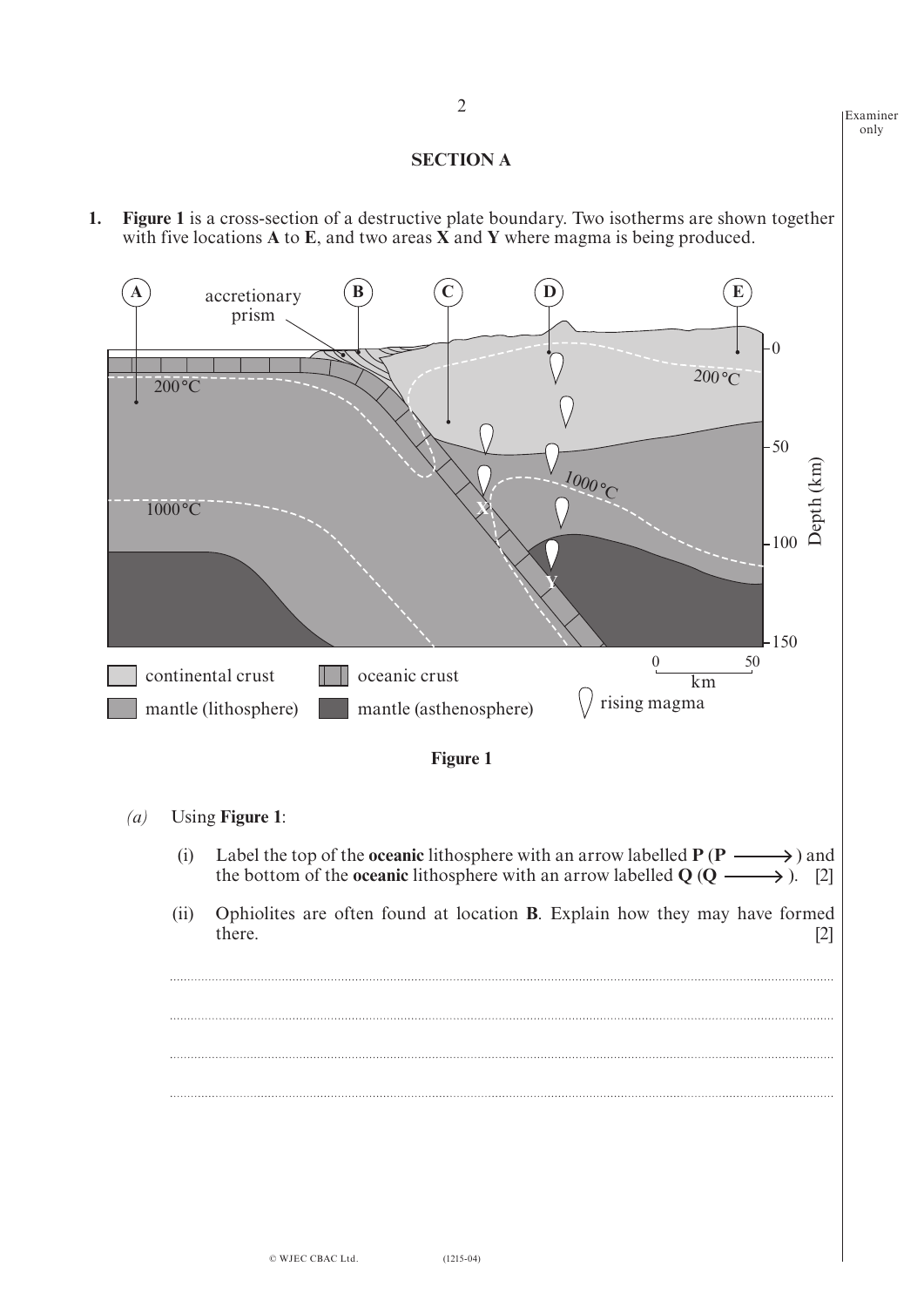## SECTION A

**1.** **Figure 1** is a cross-section of a destructive plate boundary. Two isotherms are shown together with five locations **A** to **E**, and two areas **X** and **Y** where magma is being produced.

**Figure 1**

*(a)* Using **Figure 1**:

(i) Label the top of the **oceanic** lithosphere with an arrow labelled **P** (**P** ⟶) and the bottom of the **oceanic** lithosphere with an arrow labelled **Q** (**Q** ⟶). [2]

(ii) Ophiolites are often found at location **B**. Explain how they may have formed there. [2]

.............................................................................................................................................

.............................................................................................................................................

.............................................................................................................................................

.............................................................................................................................................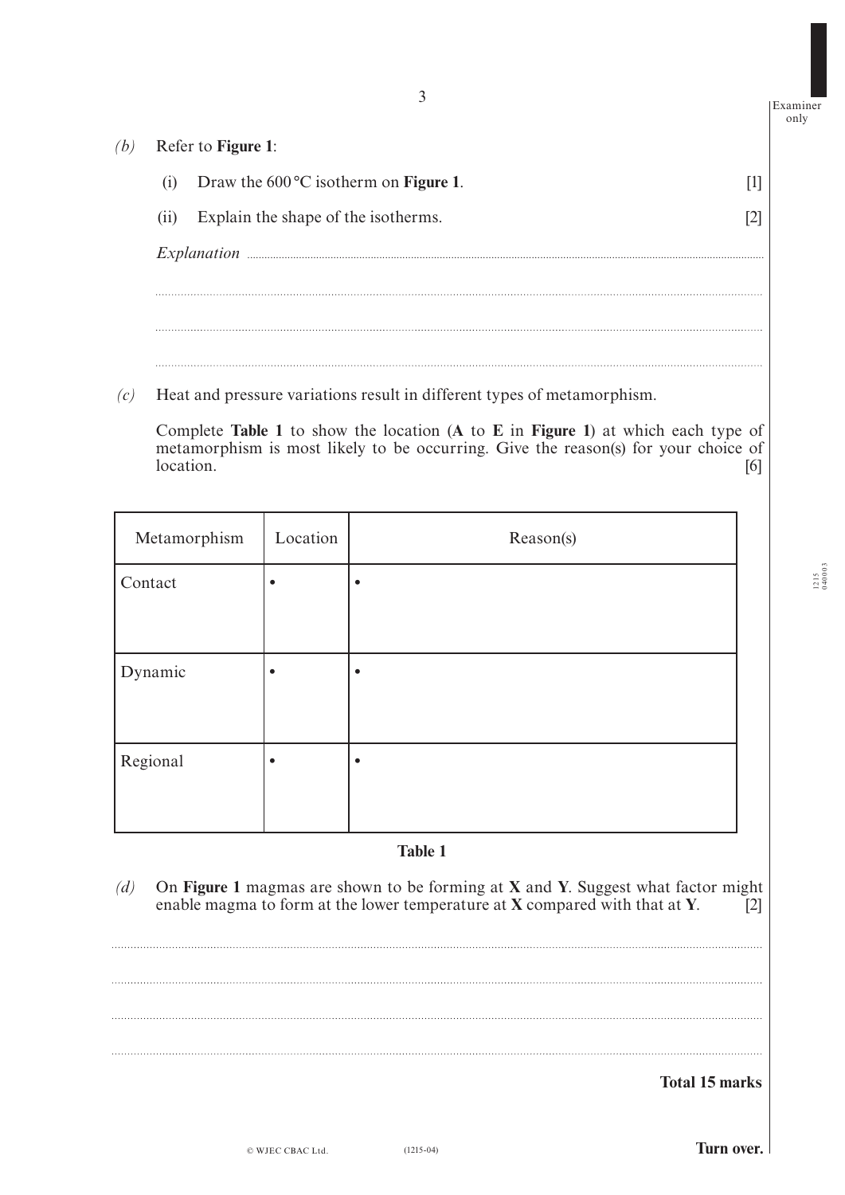*(b)* Refer to **Figure 1**:

(i) Draw the 600 °C isotherm on **Figure 1**. [1]

(ii) Explain the shape of the isotherms. [2]

*Explanation* ..........

..........

..........

..........

*(c)* Heat and pressure variations result in different types of metamorphism.

Complete **Table 1** to show the location (**A** to **E** in **Figure 1**) at which each type of metamorphism is most likely to be occurring. Give the reason(s) for your choice of location. [6]

| Metamorphism | Location | Reason(s) |
|---|---|---|
| Contact | • | • |
| Dynamic | • | • |
| Regional | • | • |

**Table 1**

*(d)* On **Figure 1** magmas are shown to be forming at **X** and **Y**. Suggest what factor might enable magma to form at the lower temperature at **X** compared with that at **Y**. [2]

..........

..........

..........

..........

**Total 15 marks**

**Turn over.**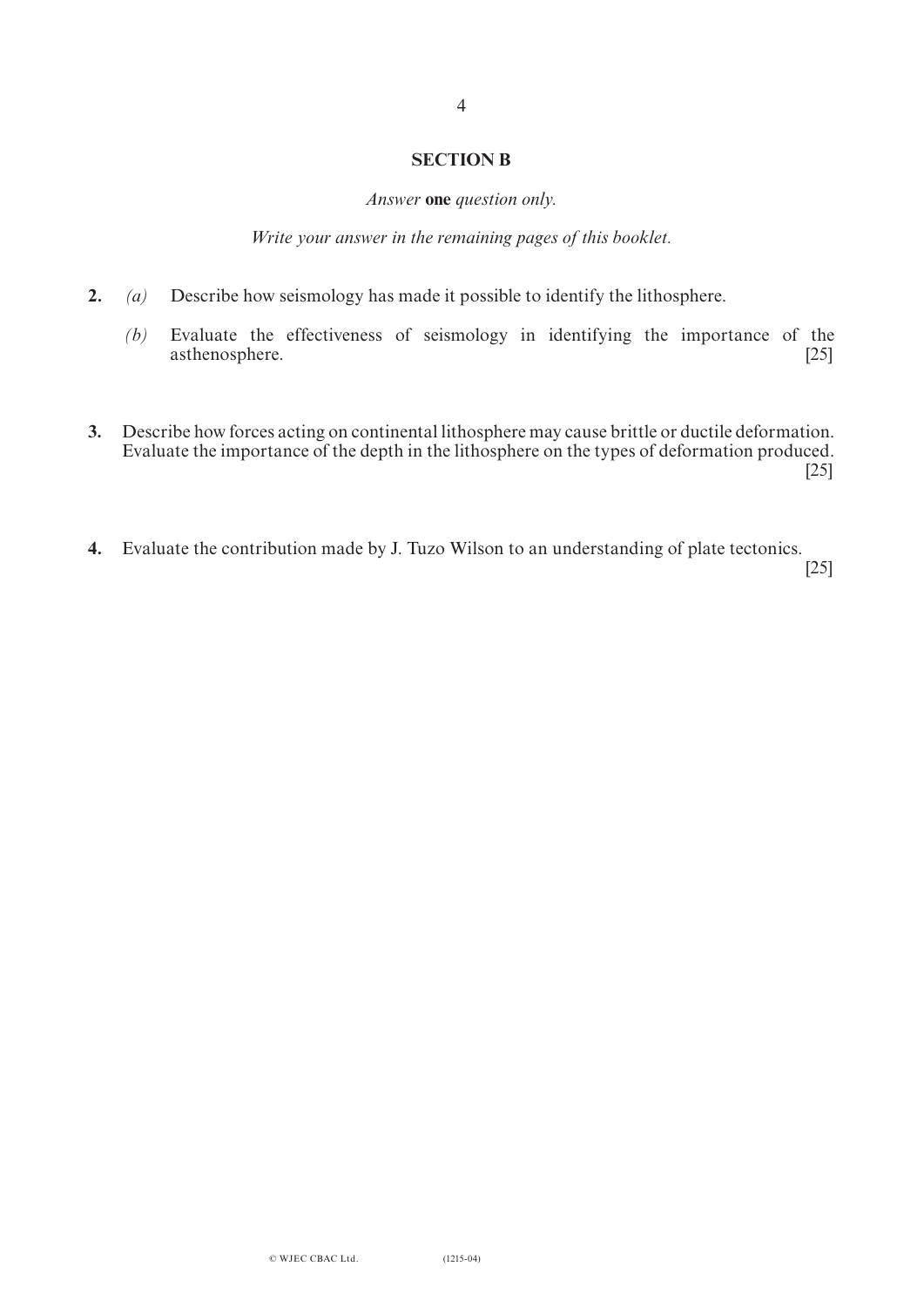## SECTION B

*Answer* **one** *question only.*

*Write your answer in the remaining pages of this booklet.*

**2.** *(a)* Describe how seismology has made it possible to identify the lithosphere.

*(b)* Evaluate the effectiveness of seismology in identifying the importance of the asthenosphere. [25]

**3.** Describe how forces acting on continental lithosphere may cause brittle or ductile deformation. Evaluate the importance of the depth in the lithosphere on the types of deformation produced. [25]

**4.** Evaluate the contribution made by J. Tuzo Wilson to an understanding of plate tectonics. [25]